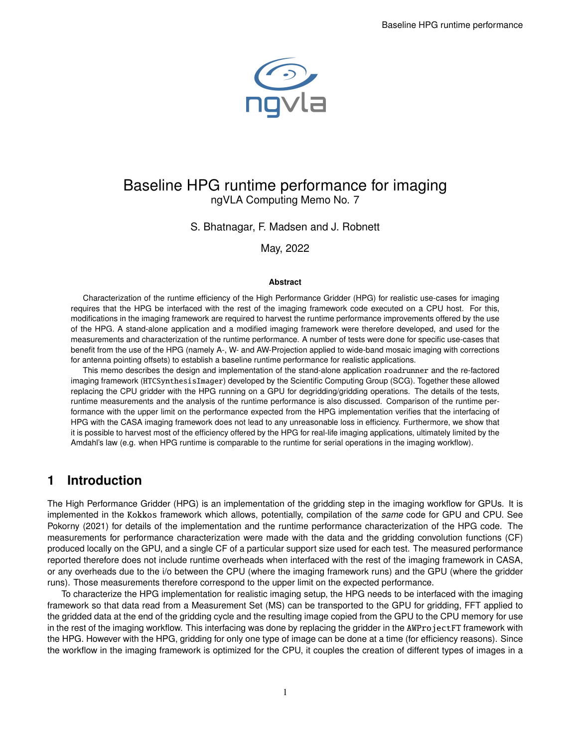# Baseline HPG runtime performance for imaging

ngVLA Computing Memo No. 7

S. Bhatnagar, F. Madsen and J. Robnett

May, 2022

**Abstract**

Characterization of the runtime efficiency of the High Performance Gridder (HPG) for realistic use-cases for imaging requires that the HPG be interfaced with the rest of the imaging framework code executed on a CPU host. For this, modifications in the imaging framework are required to harvest the runtime performance improvements offered by the use of the HPG. A stand-alone application and a modified imaging framework were therefore developed, and used for the measurements and characterization of the runtime performance. A number of tests were done for specific use-cases that benefit from the use of the HPG (namely A-, W- and AW-Projection applied to wide-band mosaic imaging with corrections for antenna pointing offsets) to establish a baseline runtime performance for realistic applications.

This memo describes the design and implementation of the stand-alone application `roadrunner` and the re-factored imaging framework (`HTCSynthesisImager`) developed by the Scientific Computing Group (SCG). Together these allowed replacing the CPU gridder with the HPG running on a GPU for degridding/gridding operations. The details of the tests, runtime measurements and the analysis of the runtime performance is also discussed. Comparison of the runtime performance with the upper limit on the performance expected from the HPG implementation verifies that the interfacing of HPG with the CASA imaging framework does not lead to any unreasonable loss in efficiency. Furthermore, we show that it is possible to harvest most of the efficiency offered by the HPG for real-life imaging applications, ultimately limited by the Amdahl's law (e.g. when HPG runtime is comparable to the runtime for serial operations in the imaging workflow).

## 1 Introduction

The High Performance Gridder (HPG) is an implementation of the gridding step in the imaging workflow for GPUs. It is implemented in the `Kokkos` framework which allows, potentially, compilation of the *same* code for GPU and CPU. See Pokorny (2021) for details of the implementation and the runtime performance characterization of the HPG code. The measurements for performance characterization were made with the data and the gridding convolution functions (CF) produced locally on the GPU, and a single CF of a particular support size used for each test. The measured performance reported therefore does not include runtime overheads when interfaced with the rest of the imaging framework in CASA, or any overheads due to the i/o between the CPU (where the imaging framework runs) and the GPU (where the gridder runs). Those measurements therefore correspond to the upper limit on the expected performance.

To characterize the HPG implementation for realistic imaging setup, the HPG needs to be interfaced with the imaging framework so that data read from a Measurement Set (MS) can be transported to the GPU for gridding, FFT applied to the gridded data at the end of the gridding cycle and the resulting image copied from the GPU to the CPU memory for use in the rest of the imaging workflow. This interfacing was done by replacing the gridder in the `AWProjectFT` framework with the HPG. However with the HPG, gridding for only one type of image can be done at a time (for efficiency reasons). Since the workflow in the imaging framework is optimized for the CPU, it couples the creation of different types of images in a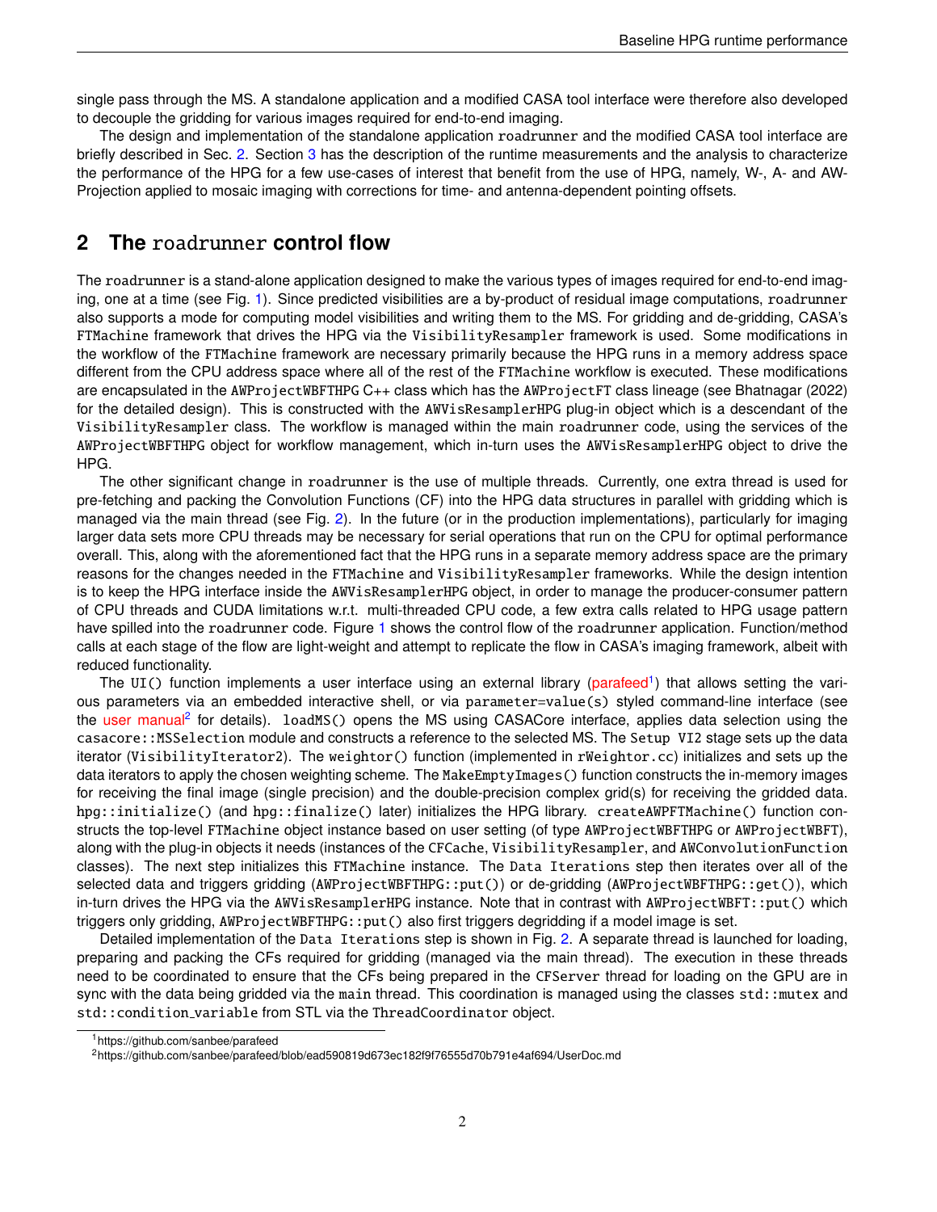single pass through the MS. A standalone application and a modified CASA tool interface were therefore also developed to decouple the gridding for various images required for end-to-end imaging.

The design and implementation of the standalone application `roadrunner` and the modified CASA tool interface are briefly described in Sec. 2. Section 3 has the description of the runtime measurements and the analysis to characterize the performance of the HPG for a few use-cases of interest that benefit from the use of HPG, namely, W-, A- and AW-Projection applied to mosaic imaging with corrections for time- and antenna-dependent pointing offsets.

## 2 The `roadrunner` control flow

The `roadrunner` is a stand-alone application designed to make the various types of images required for end-to-end imaging, one at a time (see Fig. 1). Since predicted visibilities are a by-product of residual image computations, `roadrunner` also supports a mode for computing model visibilities and writing them to the MS. For gridding and de-gridding, CASA's `FTMachine` framework that drives the HPG via the `VisibilityResampler` framework is used. Some modifications in the workflow of the `FTMachine` framework are necessary primarily because the HPG runs in a memory address space different from the CPU address space where all of the rest of the `FTMachine` workflow is executed. These modifications are encapsulated in the `AWProjectWBFTHPG` C++ class which has the `AWProjectFT` class lineage (see Bhatnagar (2022) for the detailed design). This is constructed with the `AWVisResamplerHPG` plug-in object which is a descendant of the `VisibilityResampler` class. The workflow is managed within the main `roadrunner` code, using the services of the `AWProjectWBFTHPG` object for workflow management, which in-turn uses the `AWVisResamplerHPG` object to drive the HPG.

The other significant change in `roadrunner` is the use of multiple threads. Currently, one extra thread is used for pre-fetching and packing the Convolution Functions (CF) into the HPG data structures in parallel with gridding which is managed via the main thread (see Fig. 2). In the future (or in the production implementations), particularly for imaging larger data sets more CPU threads may be necessary for serial operations that run on the CPU for optimal performance overall. This, along with the aforementioned fact that the HPG runs in a separate memory address space are the primary reasons for the changes needed in the `FTMachine` and `VisibilityResampler` frameworks. While the design intention is to keep the HPG interface inside the `AWVisResamplerHPG` object, in order to manage the producer-consumer pattern of CPU threads and CUDA limitations w.r.t. multi-threaded CPU code, a few extra calls related to HPG usage pattern have spilled into the `roadrunner` code. Figure 1 shows the control flow of the `roadrunner` application. Function/method calls at each stage of the flow are light-weight and attempt to replicate the flow in CASA's imaging framework, albeit with reduced functionality.

The `UI()` function implements a user interface using an external library (parafeed[1]) that allows setting the various parameters via an embedded interactive shell, or via `parameter=value(s)` styled command-line interface (see the user manual[2] for details). `loadMS()` opens the MS using CASACore interface, applies data selection using the `casacore::MSSelection` module and constructs a reference to the selected MS. The `Setup VI2` stage sets up the data iterator (`VisibilityIterator2`). The `weightor()` function (implemented in `rWeightor.cc`) initializes and sets up the data iterators to apply the chosen weighting scheme. The `MakeEmptyImages()` function constructs the in-memory images for receiving the final image (single precision) and the double-precision complex grid(s) for receiving the gridded data. `hpg::initialize()` (and `hpg::finalize()` later) initializes the HPG library. `createAWPFTMachine()` function constructs the top-level `FTMachine` object instance based on user setting (of type `AWProjectWBFTHPG` or `AWProjectWBFT`), along with the plug-in objects it needs (instances of the `CFCache`, `VisibilityResampler`, and `AWConvolutionFunction` classes). The next step initializes this `FTMachine` instance. The `Data Iterations` step then iterates over all of the selected data and triggers gridding (`AWProjectWBFTHPG::put()`) or de-gridding (`AWProjectWBFTHPG::get()`), which in-turn drives the HPG via the `AWVisResamplerHPG` instance. Note that in contrast with `AWProjectWBFT::put()` which triggers only gridding, `AWProjectWBFTHPG::put()` also first triggers degridding if a model image is set.

Detailed implementation of the `Data Iterations` step is shown in Fig. 2. A separate thread is launched for loading, preparing and packing the CFs required for gridding (managed via the main thread). The execution in these threads need to be coordinated to ensure that the CFs being prepared in the `CFServer` thread for loading on the GPU are in sync with the data being gridded via the `main` thread. This coordination is managed using the classes `std::mutex` and `std::condition_variable` from STL via the `ThreadCoordinator` object.

[1] https://github.com/sanbee/parafeed

[2] https://github.com/sanbee/parafeed/blob/ead590819d673ec182f9f76555d70b791e4af694/UserDoc.md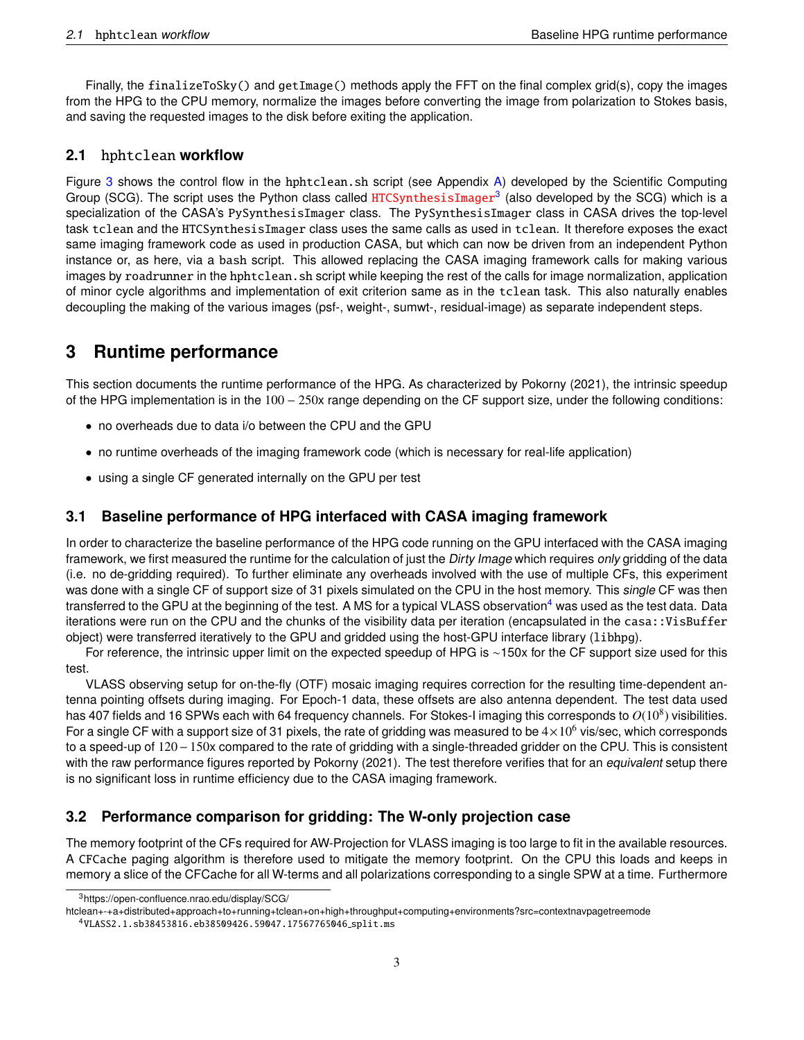Finally, the `finalizeToSky()` and `getImage()` methods apply the FFT on the final complex grid(s), copy the images from the HPG to the CPU memory, normalize the images before converting the image from polarization to Stokes basis, and saving the requested images to the disk before exiting the application.

### 2.1 `hphtclean` workflow

Figure 3 shows the control flow in the `hphtclean.sh` script (see Appendix A) developed by the Scientific Computing Group (SCG). The script uses the Python class called `HTCSynthesisImager`[3] (also developed by the SCG) which is a specialization of the CASA's `PySynthesisImager` class. The `PySynthesisImager` class in CASA drives the top-level task `tclean` and the `HTCSynthesisImager` class uses the same calls as used in `tclean`. It therefore exposes the exact same imaging framework code as used in production CASA, but which can now be driven from an independent Python instance or, as here, via a `bash` script. This allowed replacing the CASA imaging framework calls for making various images by `roadrunner` in the `hphtclean.sh` script while keeping the rest of the calls for image normalization, application of minor cycle algorithms and implementation of exit criterion same as in the `tclean` task. This also naturally enables decoupling the making of the various images (psf-, weight-, sumwt-, residual-image) as separate independent steps.

## 3 Runtime performance

This section documents the runtime performance of the HPG. As characterized by Pokorny (2021), the intrinsic speedup of the HPG implementation is in the $100-250$x range depending on the CF support size, under the following conditions:

- no overheads due to data i/o between the CPU and the GPU
- no runtime overheads of the imaging framework code (which is necessary for real-life application)
- using a single CF generated internally on the GPU per test

### 3.1 Baseline performance of HPG interfaced with CASA imaging framework

In order to characterize the baseline performance of the HPG code running on the GPU interfaced with the CASA imaging framework, we first measured the runtime for the calculation of just the *Dirty Image* which requires *only* gridding of the data (i.e. no de-gridding required). To further eliminate any overheads involved with the use of multiple CFs, this experiment was done with a single CF of support size of 31 pixels simulated on the CPU in the host memory. This *single* CF was then transferred to the GPU at the beginning of the test. A MS for a typical VLASS observation[4] was used as the test data. Data iterations were run on the CPU and the chunks of the visibility data per iteration (encapsulated in the `casa::VisBuffer` object) were transferred iteratively to the GPU and gridded using the host-GPU interface library (`libhpg`).

For reference, the intrinsic upper limit on the expected speedup of HPG is ~150x for the CF support size used for this test.

VLASS observing setup for on-the-fly (OTF) mosaic imaging requires correction for the resulting time-dependent antenna pointing offsets during imaging. For Epoch-1 data, these offsets are also antenna dependent. The test data used has 407 fields and 16 SPWs each with 64 frequency channels. For Stokes-I imaging this corresponds to $O(10^8)$ visibilities. For a single CF with a support size of 31 pixels, the rate of gridding was measured to be $4\times10^6$ vis/sec, which corresponds to a speed-up of $120-150$x compared to the rate of gridding with a single-threaded gridder on the CPU. This is consistent with the raw performance figures reported by Pokorny (2021). The test therefore verifies that for an *equivalent* setup there is no significant loss in runtime efficiency due to the CASA imaging framework.

### 3.2 Performance comparison for gridding: The W-only projection case

The memory footprint of the CFs required for AW-Projection for VLASS imaging is too large to fit in the available resources. A `CFCache` paging algorithm is therefore used to mitigate the memory footprint. On the CPU this loads and keeps in memory a slice of the CFCache for all W-terms and all polarizations corresponding to a single SPW at a time. Furthermore

[3] https://open-confluence.nrao.edu/display/SCG/htclean+-+a+distributed+approach+to+running+tclean+on+high+throughput+computing+environments?src=contextnavpagetreemode

[4] `VLASS2.1.sb38453816.eb38509426.59047.17567765046_split.ms`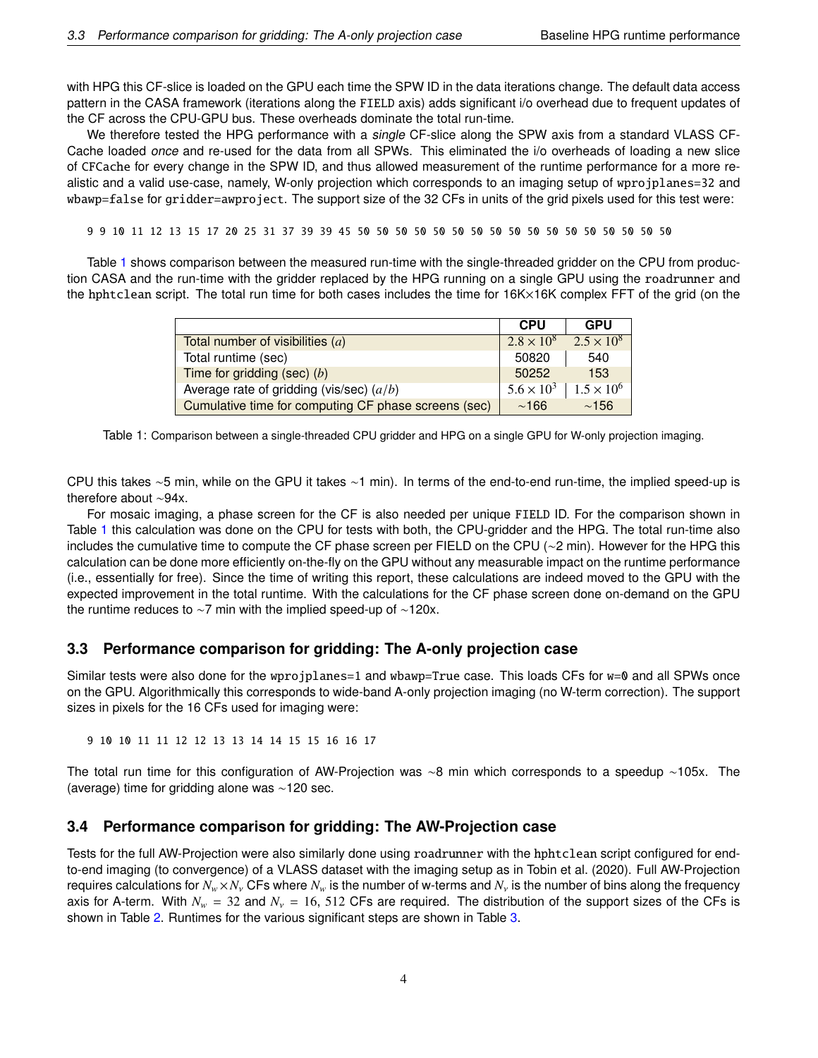with HPG this CF-slice is loaded on the GPU each time the SPW ID in the data iterations change. The default data access pattern in the CASA framework (iterations along the `FIELD` axis) adds significant i/o overhead due to frequent updates of the CF across the CPU-GPU bus. These overheads dominate the total run-time.

We therefore tested the HPG performance with a *single* CF-slice along the SPW axis from a standard VLASS CF-Cache loaded *once* and re-used for the data from all SPWs. This eliminated the i/o overheads of loading a new slice of `CFCache` for every change in the SPW ID, and thus allowed measurement of the runtime performance for a more realistic and a valid use-case, namely, W-only projection which corresponds to an imaging setup of `wprojplanes=32` and `wbawp=false` for `gridder=awproject`. The support size of the 32 CFs in units of the grid pixels used for this test were:

```
9 9 10 11 12 13 15 17 20 25 31 37 39 39 45 50 50 50 50 50 50 50 50 50 50 50 50 50 50 50 50 50
```

Table 1 shows comparison between the measured run-time with the single-threaded gridder on the CPU from production CASA and the run-time with the gridder replaced by the HPG running on a single GPU using the `roadrunner` and the `hphtclean` script. The total run time for both cases includes the time for 16K×16K complex FFT of the grid (on the CPU this takes ∼5 min, while on the GPU it takes ∼1 min). In terms of the end-to-end run-time, the implied speed-up is therefore about ∼94x.

| | **CPU** | **GPU** |
|---|---|---|
| Total number of visibilities ($a$) | $2.8 \times 10^8$ | $2.5 \times 10^8$ |
| Total runtime (sec) | 50820 | 540 |
| Time for gridding (sec) ($b$) | 50252 | 153 |
| Average rate of gridding (vis/sec) ($a/b$) | $5.6 \times 10^3$ | $1.5 \times 10^6$ |
| Cumulative time for computing CF phase screens (sec) | ∼166 | ∼156 |

Table 1: Comparison between a single-threaded CPU gridder and HPG on a single GPU for W-only projection imaging.

For mosaic imaging, a phase screen for the CF is also needed per unique `FIELD` ID. For the comparison shown in Table 1 this calculation was done on the CPU for tests with both, the CPU-gridder and the HPG. The total run-time also includes the cumulative time to compute the CF phase screen per FIELD on the CPU (∼2 min). However for the HPG this calculation can be done more efficiently on-the-fly on the GPU without any measurable impact on the runtime performance (i.e., essentially for free). Since the time of writing this report, these calculations are indeed moved to the GPU with the expected improvement in the total runtime. With the calculations for the CF phase screen done on-demand on the GPU the runtime reduces to ∼7 min with the implied speed-up of ∼120x.

### 3.3 Performance comparison for gridding: The A-only projection case

Similar tests were also done for the `wprojplanes=1` and `wbawp=True` case. This loads CFs for `w=0` and all SPWs once on the GPU. Algorithmically this corresponds to wide-band A-only projection imaging (no W-term correction). The support sizes in pixels for the 16 CFs used for imaging were:

```
9 10 10 11 11 12 12 13 13 14 14 15 15 16 16 17
```

The total run time for this configuration of AW-Projection was ∼8 min which corresponds to a speedup ∼105x. The (average) time for gridding alone was ∼120 sec.

### 3.4 Performance comparison for gridding: The AW-Projection case

Tests for the full AW-Projection were also similarly done using `roadrunner` with the `hphtclean` script configured for end-to-end imaging (to convergence) of a VLASS dataset with the imaging setup as in Tobin et al. (2020). Full AW-Projection requires calculations for $N_w \times N_\nu$ CFs where $N_w$ is the number of w-terms and $N_\nu$ is the number of bins along the frequency axis for A-term. With $N_w = 32$ and $N_\nu = 16$, 512 CFs are required. The distribution of the support sizes of the CFs is shown in Table 2. Runtimes for the various significant steps are shown in Table 3.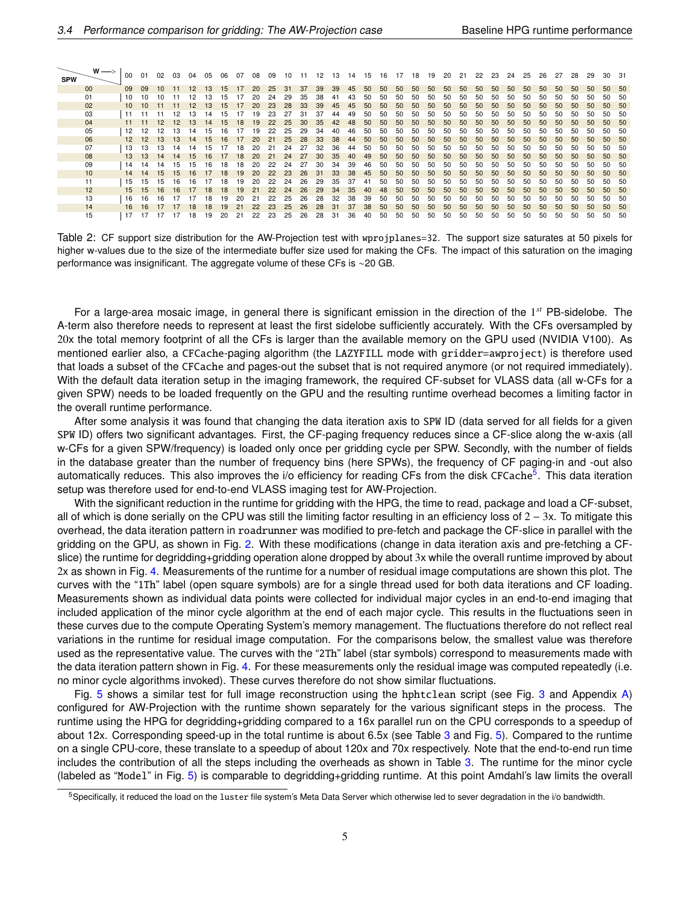| SPW \ W ⟶ | 00 | 01 | 02 | 03 | 04 | 05 | 06 | 07 | 08 | 09 | 10 | 11 | 12 | 13 | 14 | 15 | 16 | 17 | 18 | 19 | 20 | 21 | 22 | 23 | 24 | 25 | 26 | 27 | 28 | 29 | 30 | 31 |
|---|---|---|---|---|---|---|---|---|---|---|---|---|---|---|---|---|---|---|---|---|---|---|---|---|---|---|---|---|---|---|---|---|
| 00 | 09 | 09 | 10 | 11 | 12 | 13 | 15 | 17 | 20 | 25 | 31 | 37 | 39 | 39 | 45 | 50 | 50 | 50 | 50 | 50 | 50 | 50 | 50 | 50 | 50 | 50 | 50 | 50 | 50 | 50 | 50 | 50 |
| 01 | 10 | 10 | 10 | 11 | 12 | 13 | 15 | 17 | 20 | 24 | 29 | 35 | 38 | 41 | 43 | 50 | 50 | 50 | 50 | 50 | 50 | 50 | 50 | 50 | 50 | 50 | 50 | 50 | 50 | 50 | 50 | 50 |
| 02 | 10 | 10 | 11 | 11 | 12 | 13 | 15 | 17 | 20 | 23 | 28 | 33 | 39 | 45 | 45 | 50 | 50 | 50 | 50 | 50 | 50 | 50 | 50 | 50 | 50 | 50 | 50 | 50 | 50 | 50 | 50 | 50 |
| 03 | 11 | 11 | 11 | 12 | 13 | 14 | 15 | 17 | 19 | 23 | 27 | 31 | 37 | 44 | 49 | 50 | 50 | 50 | 50 | 50 | 50 | 50 | 50 | 50 | 50 | 50 | 50 | 50 | 50 | 50 | 50 | 50 |
| 04 | 11 | 11 | 12 | 12 | 13 | 14 | 15 | 18 | 19 | 22 | 25 | 30 | 35 | 42 | 48 | 50 | 50 | 50 | 50 | 50 | 50 | 50 | 50 | 50 | 50 | 50 | 50 | 50 | 50 | 50 | 50 | 50 |
| 05 | 12 | 12 | 12 | 13 | 14 | 15 | 16 | 17 | 19 | 22 | 25 | 29 | 34 | 40 | 46 | 50 | 50 | 50 | 50 | 50 | 50 | 50 | 50 | 50 | 50 | 50 | 50 | 50 | 50 | 50 | 50 | 50 |
| 06 | 12 | 12 | 13 | 13 | 14 | 15 | 16 | 17 | 20 | 21 | 25 | 28 | 33 | 38 | 44 | 50 | 50 | 50 | 50 | 50 | 50 | 50 | 50 | 50 | 50 | 50 | 50 | 50 | 50 | 50 | 50 | 50 |
| 07 | 13 | 13 | 13 | 14 | 14 | 15 | 17 | 18 | 20 | 21 | 24 | 27 | 32 | 36 | 44 | 50 | 50 | 50 | 50 | 50 | 50 | 50 | 50 | 50 | 50 | 50 | 50 | 50 | 50 | 50 | 50 | 50 |
| 08 | 13 | 13 | 14 | 14 | 15 | 16 | 17 | 18 | 20 | 21 | 24 | 27 | 30 | 35 | 40 | 49 | 50 | 50 | 50 | 50 | 50 | 50 | 50 | 50 | 50 | 50 | 50 | 50 | 50 | 50 | 50 | 50 |
| 09 | 14 | 14 | 14 | 15 | 15 | 16 | 18 | 18 | 20 | 22 | 24 | 27 | 30 | 34 | 39 | 46 | 50 | 50 | 50 | 50 | 50 | 50 | 50 | 50 | 50 | 50 | 50 | 50 | 50 | 50 | 50 | 50 |
| 10 | 14 | 14 | 15 | 15 | 16 | 17 | 18 | 19 | 20 | 22 | 23 | 26 | 31 | 33 | 38 | 45 | 50 | 50 | 50 | 50 | 50 | 50 | 50 | 50 | 50 | 50 | 50 | 50 | 50 | 50 | 50 | 50 |
| 11 | 15 | 15 | 15 | 16 | 16 | 17 | 18 | 19 | 20 | 22 | 24 | 26 | 29 | 35 | 37 | 41 | 50 | 50 | 50 | 50 | 50 | 50 | 50 | 50 | 50 | 50 | 50 | 50 | 50 | 50 | 50 | 50 |
| 12 | 15 | 15 | 16 | 16 | 17 | 18 | 18 | 19 | 21 | 22 | 24 | 26 | 29 | 34 | 35 | 40 | 48 | 50 | 50 | 50 | 50 | 50 | 50 | 50 | 50 | 50 | 50 | 50 | 50 | 50 | 50 | 50 |
| 13 | 16 | 16 | 16 | 17 | 17 | 18 | 19 | 20 | 21 | 22 | 25 | 26 | 28 | 32 | 38 | 39 | 50 | 50 | 50 | 50 | 50 | 50 | 50 | 50 | 50 | 50 | 50 | 50 | 50 | 50 | 50 | 50 |
| 14 | 16 | 16 | 17 | 17 | 18 | 18 | 19 | 21 | 22 | 23 | 25 | 26 | 28 | 31 | 37 | 38 | 50 | 50 | 50 | 50 | 50 | 50 | 50 | 50 | 50 | 50 | 50 | 50 | 50 | 50 | 50 | 50 |
| 15 | 17 | 17 | 17 | 17 | 18 | 19 | 20 | 21 | 22 | 23 | 25 | 26 | 28 | 31 | 36 | 40 | 50 | 50 | 50 | 50 | 50 | 50 | 50 | 50 | 50 | 50 | 50 | 50 | 50 | 50 | 50 | 50 |

Table 2: CF support size distribution for the AW-Projection test with wprojplanes=32. The support size saturates at 50 pixels for higher w-values due to the size of the intermediate buffer size used for making the CFs. The impact of this saturation on the imaging performance was insignificant. The aggregate volume of these CFs is ~20 GB.

For a large-area mosaic image, in general there is significant emission in the direction of the $1^{st}$ PB-sidelobe. The A-term also therefore needs to represent at least the first sidelobe sufficiently accurately. With the CFs oversampled by $20$x the total memory footprint of all the CFs is larger than the available memory on the GPU used (NVIDIA V100). As mentioned earlier also, a CFCache-paging algorithm (the LAZYFILL mode with gridder=awproject) is therefore used that loads a subset of the CFCache and pages-out the subset that is not required anymore (or not required immediately). With the default data iteration setup in the imaging framework, the required CF-subset for VLASS data (all w-CFs for a given SPW) needs to be loaded frequently on the GPU and the resulting runtime overhead becomes a limiting factor in the overall runtime performance.

After some analysis it was found that changing the data iteration axis to SPW ID (data served for all fields for a given SPW ID) offers two significant advantages. First, the CF-paging frequency reduces since a CF-slice along the w-axis (all w-CFs for a given SPW/frequency) is loaded only once per gridding cycle per SPW. Secondly, with the number of fields in the database greater than the number of frequency bins (here SPWs), the frequency of CF paging-in and -out also automatically reduces. This also improves the i/o efficiency for reading CFs from the disk CFCache[5]. This data iteration setup was therefore used for end-to-end VLASS imaging test for AW-Projection.

With the significant reduction in the runtime for gridding with the HPG, the time to read, package and load a CF-subset, all of which is done serially on the CPU was still the limiting factor resulting in an efficiency loss of $2-3$x. To mitigate this overhead, the data iteration pattern in roadrunner was modified to pre-fetch and package the CF-slice in parallel with the gridding on the GPU, as shown in Fig. 2. With these modifications (change in data iteration axis and pre-fetching a CF-slice) the runtime for degridding+gridding operation alone dropped by about $3$x while the overall runtime improved by about $2$x as shown in Fig. 4. Measurements of the runtime for a number of residual image computations are shown this plot. The curves with the "1Th" label (open square symbols) are for a single thread used for both data iterations and CF loading. Measurements shown as individual data points were collected for individual major cycles in an end-to-end imaging that included application of the minor cycle algorithm at the end of each major cycle. This results in the fluctuations seen in these curves due to the compute Operating System's memory management. The fluctuations therefore do not reflect real variations in the runtime for residual image computation. For the comparisons below, the smallest value was therefore used as the representative value. The curves with the "2Th" label (star symbols) correspond to measurements made with the data iteration pattern shown in Fig. 4. For these measurements only the residual image was computed repeatedly (i.e. no minor cycle algorithms invoked). These curves therefore do not show similar fluctuations.

Fig. 5 shows a similar test for full image reconstruction using the hphtclean script (see Fig. 3 and Appendix A) configured for AW-Projection with the runtime shown separately for the various significant steps in the process. The runtime using the HPG for degridding+gridding compared to a 16x parallel run on the CPU corresponds to a speedup of about 12x. Corresponding speed-up in the total runtime is about 6.5x (see Table 3 and Fig. 5). Compared to the runtime on a single CPU-core, these translate to a speedup of about 120x and 70x respectively. Note that the end-to-end run time includes the contribution of all the steps including the overheads as shown in Table 3. The runtime for the minor cycle (labeled as "Model" in Fig. 5) is comparable to degridding+gridding runtime. At this point Amdahl's law limits the overall

[5] Specifically, it reduced the load on the luster file system's Meta Data Server which otherwise led to sever degradation in the i/o bandwidth.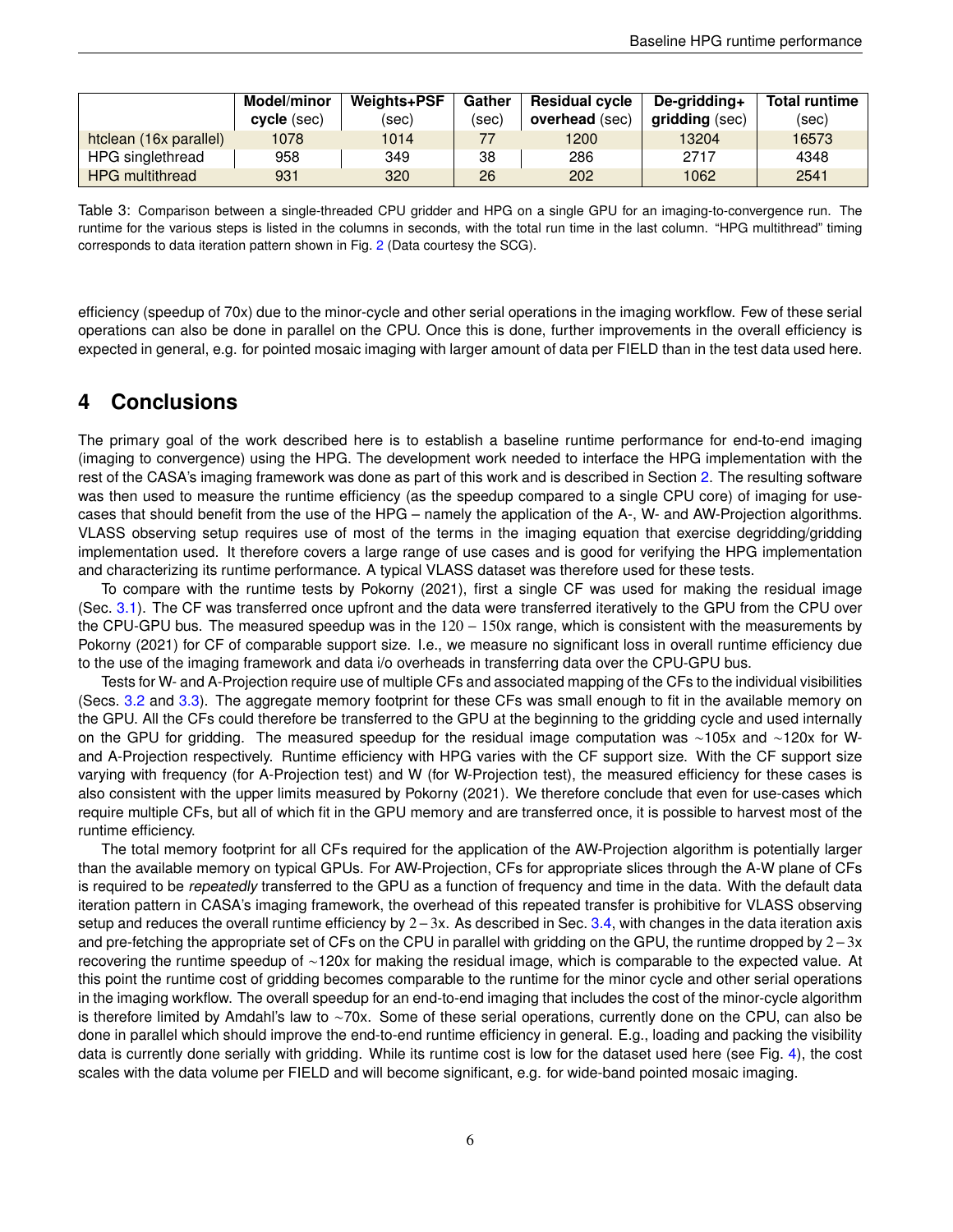|  | **Model/minor cycle** (sec) | **Weights+PSF** (sec) | **Gather** (sec) | **Residual cycle overhead** (sec) | **De-gridding+ gridding** (sec) | **Total runtime** (sec) |
|---|---|---|---|---|---|---|
| htclean (16x parallel) | 1078 | 1014 | 77 | 1200 | 13204 | 16573 |
| HPG singlethread | 958 | 349 | 38 | 286 | 2717 | 4348 |
| HPG multithread | 931 | 320 | 26 | 202 | 1062 | 2541 |

Table 3: Comparison between a single-threaded CPU gridder and HPG on a single GPU for an imaging-to-convergence run. The runtime for the various steps is listed in the columns in seconds, with the total run time in the last column. "HPG multithread" timing corresponds to data iteration pattern shown in Fig. 2 (Data courtesy the SCG).

efficiency (speedup of 70x) due to the minor-cycle and other serial operations in the imaging workflow. Few of these serial operations can also be done in parallel on the CPU. Once this is done, further improvements in the overall efficiency is expected in general, e.g. for pointed mosaic imaging with larger amount of data per FIELD than in the test data used here.

# 4 Conclusions

The primary goal of the work described here is to establish a baseline runtime performance for end-to-end imaging (imaging to convergence) using the HPG. The development work needed to interface the HPG implementation with the rest of the CASA's imaging framework was done as part of this work and is described in Section 2. The resulting software was then used to measure the runtime efficiency (as the speedup compared to a single CPU core) of imaging for use-cases that should benefit from the use of the HPG – namely the application of the A-, W- and AW-Projection algorithms. VLASS observing setup requires use of most of the terms in the imaging equation that exercise degridding/gridding implementation used. It therefore covers a large range of use cases and is good for verifying the HPG implementation and characterizing its runtime performance. A typical VLASS dataset was therefore used for these tests.

To compare with the runtime tests by Pokorny (2021), first a single CF was used for making the residual image (Sec. 3.1). The CF was transferred once upfront and the data were transferred iteratively to the GPU from the CPU over the CPU-GPU bus. The measured speedup was in the $120-150$x range, which is consistent with the measurements by Pokorny (2021) for CF of comparable support size. I.e., we measure no significant loss in overall runtime efficiency due to the use of the imaging framework and data i/o overheads in transferring data over the CPU-GPU bus.

Tests for W- and A-Projection require use of multiple CFs and associated mapping of the CFs to the individual visibilities (Secs. 3.2 and 3.3). The aggregate memory footprint for these CFs was small enough to fit in the available memory on the GPU. All the CFs could therefore be transferred to the GPU at the beginning to the gridding cycle and used internally on the GPU for gridding. The measured speedup for the residual image computation was ~105x and ~120x for W- and A-Projection respectively. Runtime efficiency with HPG varies with the CF support size. With the CF support size varying with frequency (for A-Projection test) and W (for W-Projection test), the measured efficiency for these cases is also consistent with the upper limits measured by Pokorny (2021). We therefore conclude that even for use-cases which require multiple CFs, but all of which fit in the GPU memory and are transferred once, it is possible to harvest most of the runtime efficiency.

The total memory footprint for all CFs required for the application of the AW-Projection algorithm is potentially larger than the available memory on typical GPUs. For AW-Projection, CFs for appropriate slices through the A-W plane of CFs is required to be *repeatedly* transferred to the GPU as a function of frequency and time in the data. With the default data iteration pattern in CASA's imaging framework, the overhead of this repeated transfer is prohibitive for VLASS observing setup and reduces the overall runtime efficiency by $2-3$x. As described in Sec. 3.4, with changes in the data iteration axis and pre-fetching the appropriate set of CFs on the CPU in parallel with gridding on the GPU, the runtime dropped by $2-3$x recovering the runtime speedup of ~120x for making the residual image, which is comparable to the expected value. At this point the runtime cost of gridding becomes comparable to the runtime for the minor cycle and other serial operations in the imaging workflow. The overall speedup for an end-to-end imaging that includes the cost of the minor-cycle algorithm is therefore limited by Amdahl's law to ~70x. Some of these serial operations, currently done on the CPU, can also be done in parallel which should improve the end-to-end runtime efficiency in general. E.g., loading and packing the visibility data is currently done serially with gridding. While its runtime cost is low for the dataset used here (see Fig. 4), the cost scales with the data volume per FIELD and will become significant, e.g. for wide-band pointed mosaic imaging.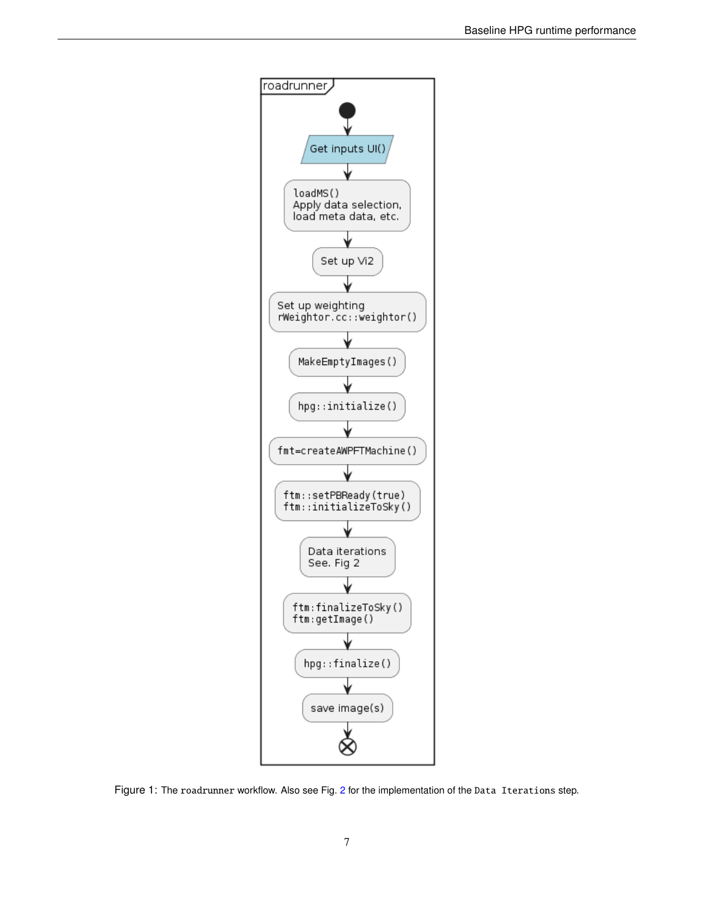roadrunner

Get inputs UI()

loadMS()
Apply data selection, load meta data, etc.

Set up Vi2

Set up weighting
rWeightor.cc::weightor()

MakeEmptyImages()

hpg::initialize()

fmt=createAWPFTMachine()

ftm::setPBReady(true)
ftm::initializeToSky()

Data iterations
See. Fig 2

ftm:finalizeToSky()
ftm:getImage()

hpg::finalize()

save image(s)

Figure 1: The `roadrunner` workflow. Also see Fig. 2 for the implementation of the `Data Iterations` step.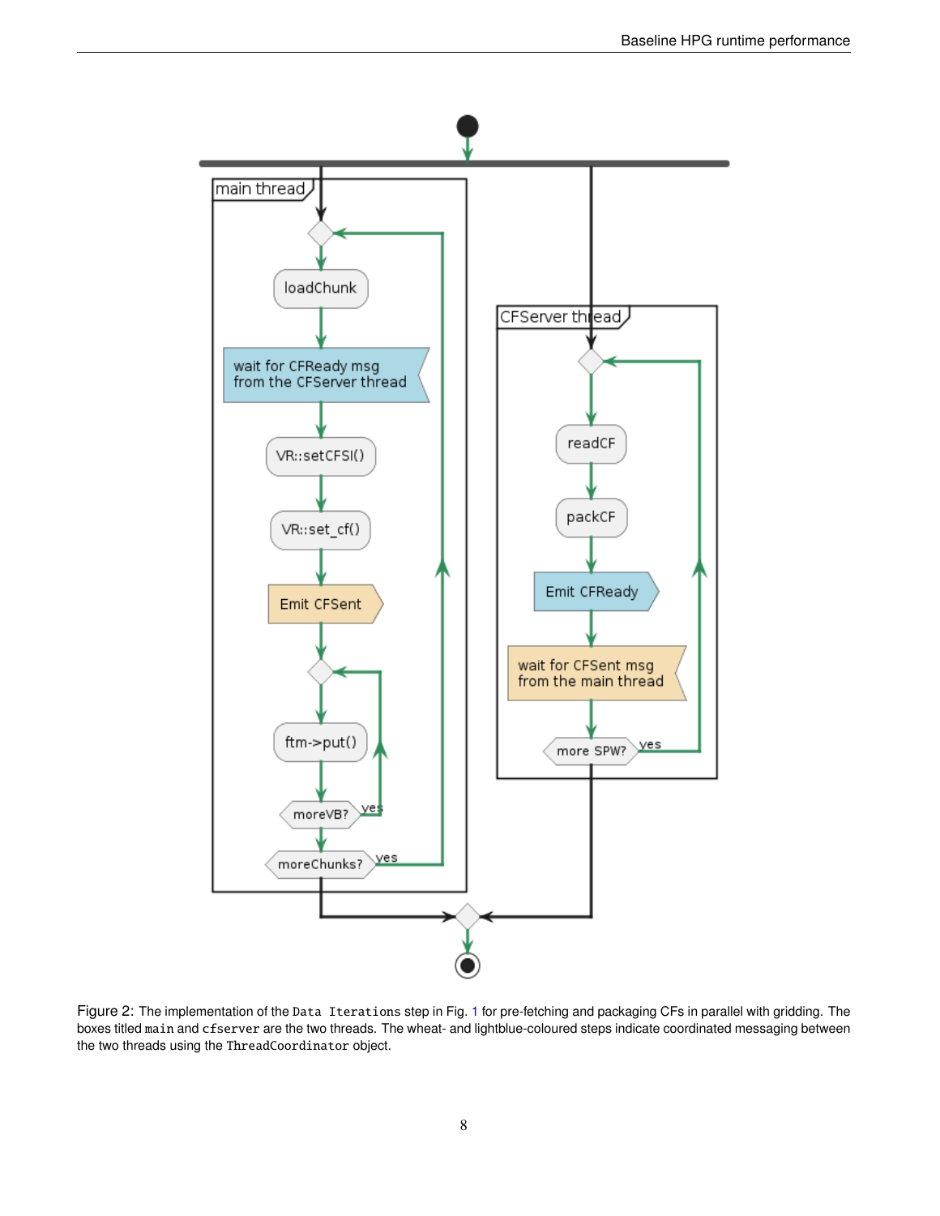Figure 2: The implementation of the `Data Iterations` step in Fig. 1 for pre-fetching and packaging CFs in parallel with gridding. The boxes titled `main` and `cfserver` are the two threads. The wheat- and lightblue-coloured steps indicate coordinated messaging between the two threads using the `ThreadCoordinator` object.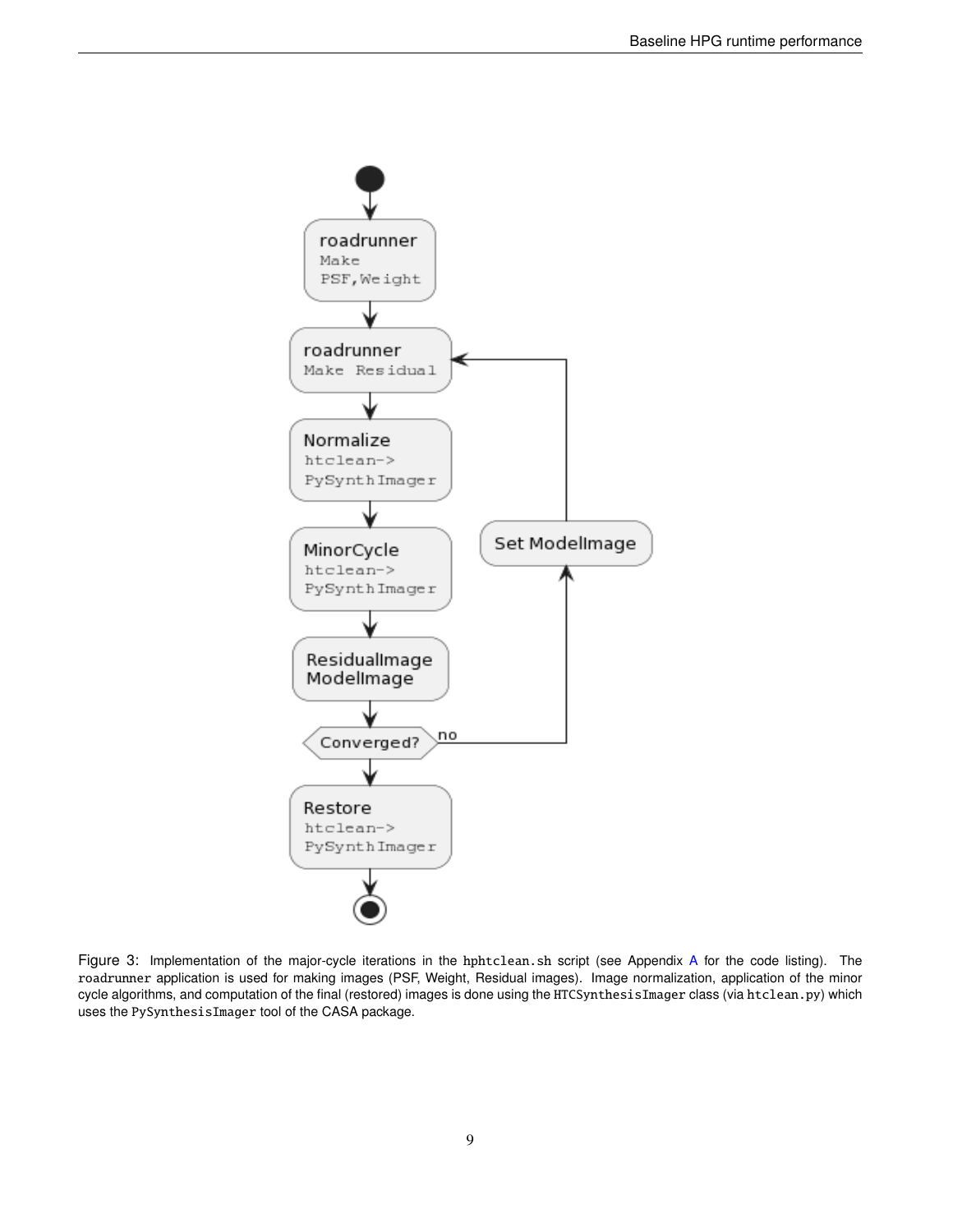Figure 3: Implementation of the major-cycle iterations in the `hphtclean.sh` script (see Appendix A for the code listing). The `roadrunner` application is used for making images (PSF, Weight, Residual images). Image normalization, application of the minor cycle algorithms, and computation of the final (restored) images is done using the `HTCSynthesisImager` class (via `htclean.py`) which uses the `PySynthesisImager` tool of the CASA package.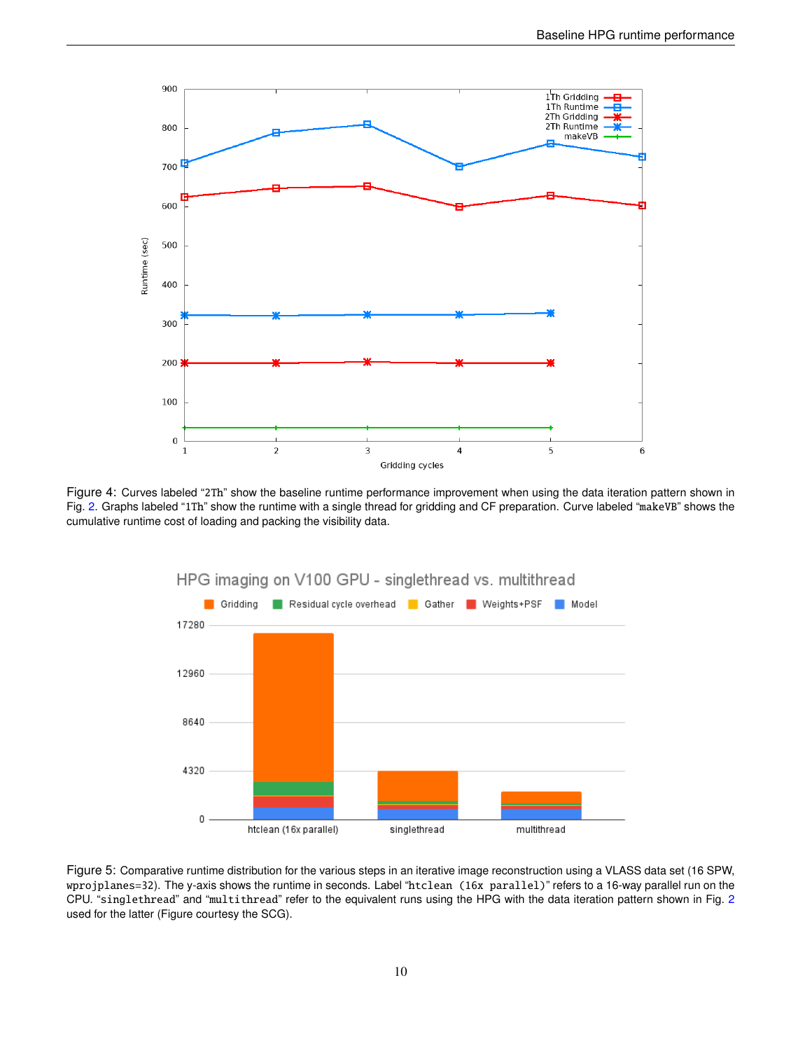Figure 4: Curves labeled "2Th" show the baseline runtime performance improvement when using the data iteration pattern shown in Fig. 2. Graphs labeled "1Th" show the runtime with a single thread for gridding and CF preparation. Curve labeled "makeVB" shows the cumulative runtime cost of loading and packing the visibility data.

Figure 5: Comparative runtime distribution for the various steps in an iterative image reconstruction using a VLASS data set (16 SPW, `wprojplanes=32`). The y-axis shows the runtime in seconds. Label "`htclean (16x parallel)`" refers to a 16-way parallel run on the CPU. "`singlethread`" and "`multithread`" refer to the equivalent runs using the HPG with the data iteration pattern shown in Fig. 2 used for the latter (Figure courtesy the SCG).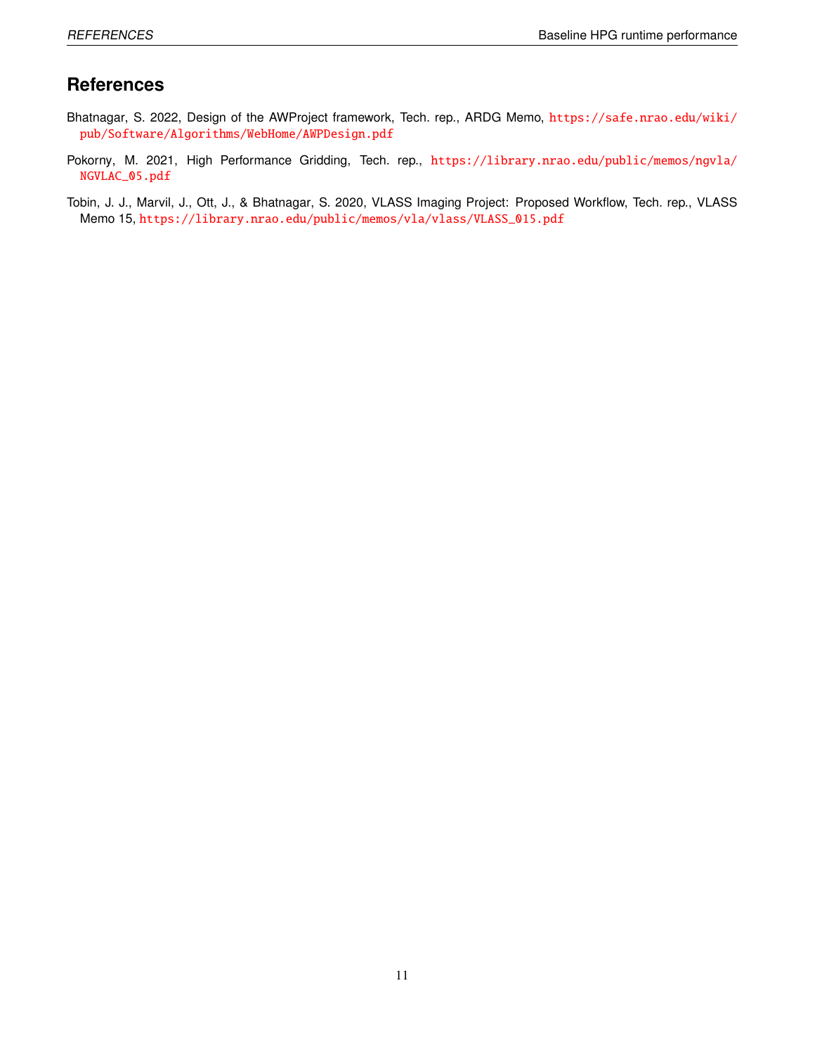# References

Bhatnagar, S. 2022, Design of the AWProject framework, Tech. rep., ARDG Memo, https://safe.nrao.edu/wiki/pub/Software/Algorithms/WebHome/AWPDesign.pdf

Pokorny, M. 2021, High Performance Gridding, Tech. rep., https://library.nrao.edu/public/memos/ngvla/NGVLAC_05.pdf

Tobin, J. J., Marvil, J., Ott, J., & Bhatnagar, S. 2020, VLASS Imaging Project: Proposed Workflow, Tech. rep., VLASS Memo 15, https://library.nrao.edu/public/memos/vla/vlass/VLASS_015.pdf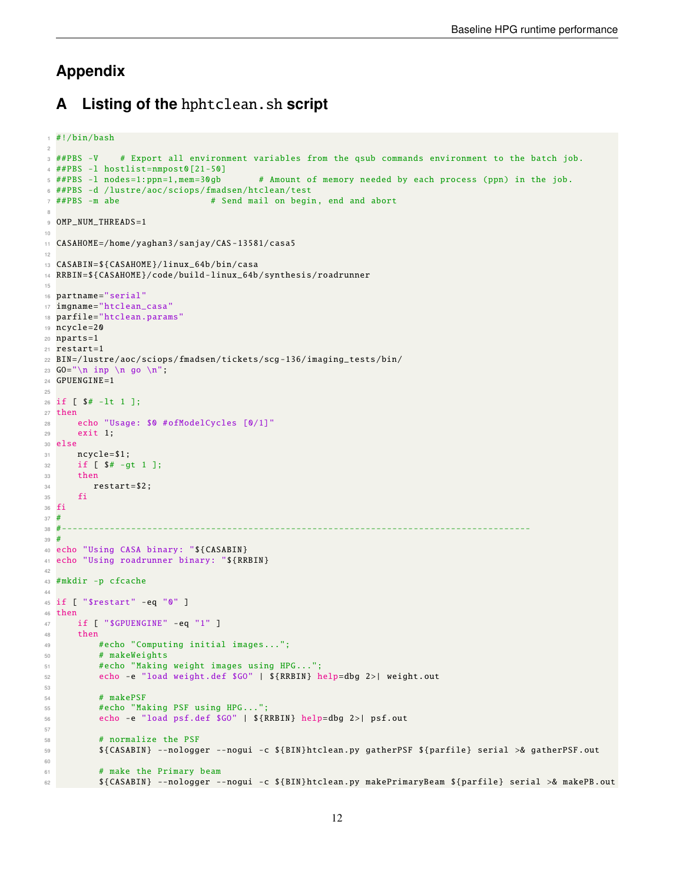# Appendix

## A Listing of the hphtclean.sh script

```
#!/bin/bash

##PBS -V    # Export all environment variables from the qsub commands environment to the batch job.
##PBS -l hostlist=nmpost0[21-50]
##PBS -l nodes=1:ppn=1,mem=30gb       # Amount of memory needed by each process (ppn) in the job.
##PBS -d /lustre/aoc/sciops/fmadsen/htclean/test
##PBS -m abe                 # Send mail on begin, end and abort

OMP_NUM_THREADS=1

CASAHOME=/home/yaghan3/sanjay/CAS-13581/casa5

CASABIN=${CASAHOME}/linux_64b/bin/casa
RRBIN=${CASAHOME}/code/build-linux_64b/synthesis/roadrunner

partname="serial"
imgname="htclean_casa"
parfile="htclean.params"
ncycle=20
nparts=1
restart=1
BIN=/lustre/aoc/sciops/fmadsen/tickets/scg-136/imaging_tests/bin/
GO="\n inp \n go \n";
GPUENGINE=1

if [ $# -lt 1 ];
then
    echo "Usage: $0 #ofModelCycles [0/1]"
    exit 1;
else
    ncycle=$1;
    if [ $# -gt 1 ];
    then
       restart=$2;
    fi
fi
#
#-----------------------------------------------------------------------------------------
#
echo "Using CASA binary: "${CASABIN}
echo "Using roadrunner binary: "${RRBIN}

#mkdir -p cfcache

if [ "$restart" -eq "0" ]
then
    if [ "$GPUENGINE" -eq "1" ]
    then
        #echo "Computing initial images...";
        # makeWeights
        #echo "Making weight images using HPG...";
        echo -e "load weight.def $GO" | ${RRBIN} help=dbg 2>| weight.out

        # makePSF
        #echo "Making PSF using HPG...";
        echo -e "load psf.def $GO" | ${RRBIN} help=dbg 2>| psf.out

        # normalize the PSF
        ${CASABIN} --nologger --nogui -c ${BIN}htclean.py gatherPSF ${parfile} serial >& gatherPSF.out

        # make the Primary beam
        ${CASABIN} --nologger --nogui -c ${BIN}htclean.py makePrimaryBeam ${parfile} serial >& makePB.out
```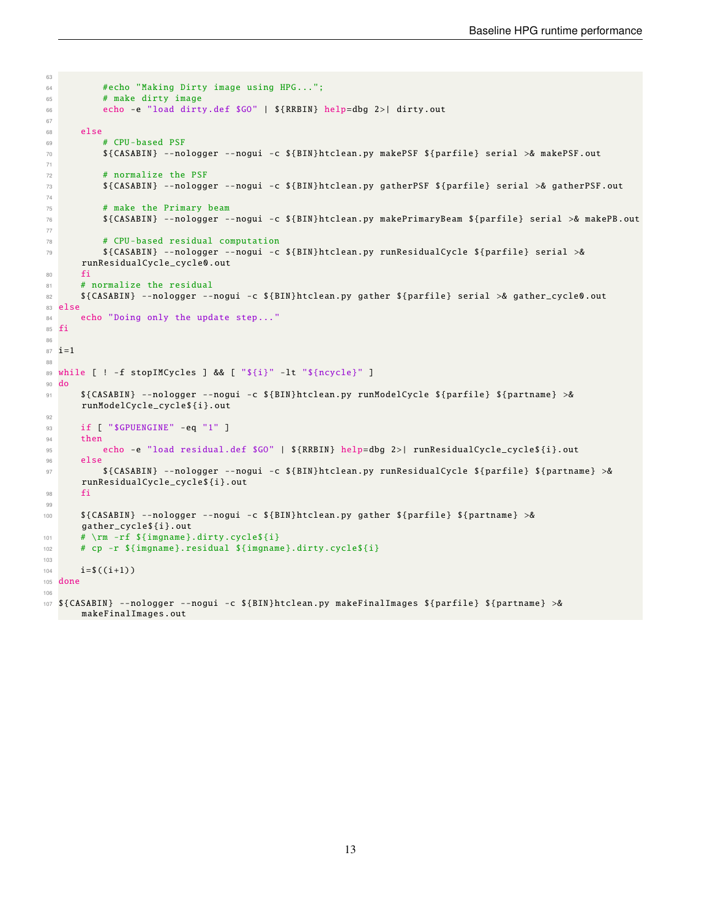```
        #echo "Making Dirty image using HPG...";
        # make dirty image
        echo -e "load dirty.def $GO" | ${RRBIN} help=dbg 2>| dirty.out

    else
        # CPU-based PSF
        ${CASABIN} --nologger --nogui -c ${BIN}htclean.py makePSF ${parfile} serial >& makePSF.out

        # normalize the PSF
        ${CASABIN} --nologger --nogui -c ${BIN}htclean.py gatherPSF ${parfile} serial >& gatherPSF.out

        # make the Primary beam
        ${CASABIN} --nologger --nogui -c ${BIN}htclean.py makePrimaryBeam ${parfile} serial >& makePB.out

        # CPU-based residual computation
        ${CASABIN} --nologger --nogui -c ${BIN}htclean.py runResidualCycle ${parfile} serial >&
    runResidualCycle_cycle0.out
    fi
    # normalize the residual
    ${CASABIN} --nologger --nogui -c ${BIN}htclean.py gather ${parfile} serial >& gather_cycle0.out
else
    echo "Doing only the update step..."
fi

i=1

while [ ! -f stopIMCycles ] && [ "${i}" -lt "${ncycle}" ]
do
    ${CASABIN} --nologger --nogui -c ${BIN}htclean.py runModelCycle ${parfile} ${partname} >&
    runModelCycle_cycle${i}.out

    if [ "$GPUENGINE" -eq "1" ]
    then
        echo -e "load residual.def $GO" | ${RRBIN} help=dbg 2>| runResidualCycle_cycle${i}.out
    else
        ${CASABIN} --nologger --nogui -c ${BIN}htclean.py runResidualCycle ${parfile} ${partname} >&
    runResidualCycle_cycle${i}.out
    fi

    ${CASABIN} --nologger --nogui -c ${BIN}htclean.py gather ${parfile} ${partname} >&
    gather_cycle${i}.out
    # \rm -rf ${imgname}.dirty.cycle${i}
    # cp -r ${imgname}.residual ${imgname}.dirty.cycle${i}

    i=$((i+1))
done

${CASABIN} --nologger --nogui -c ${BIN}htclean.py makeFinalImages ${parfile} ${partname} >&
    makeFinalImages.out
```